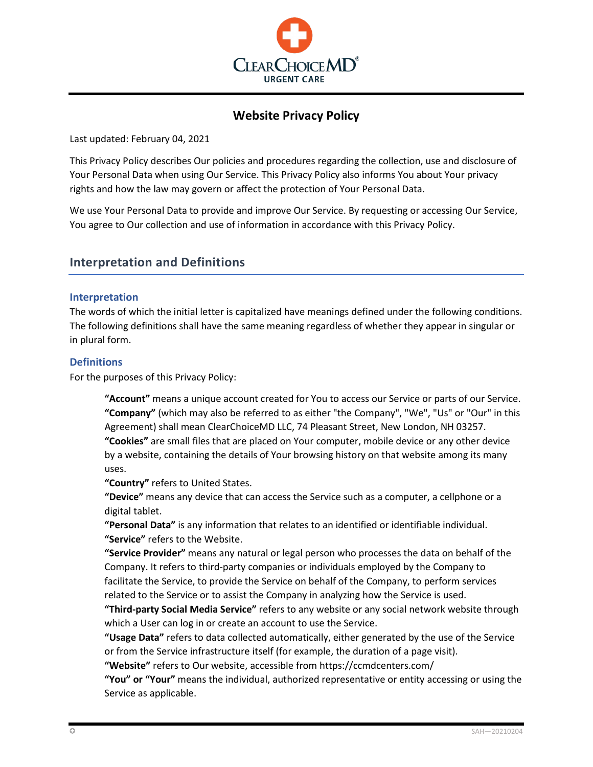ClearChoiceMD®
URGENT CARE

# Website Privacy Policy

Last updated: February 04, 2021

This Privacy Policy describes Our policies and procedures regarding the collection, use and disclosure of Your Personal Data when using Our Service. This Privacy Policy also informs You about Your privacy rights and how the law may govern or affect the protection of Your Personal Data.

We use Your Personal Data to provide and improve Our Service. By requesting or accessing Our Service, You agree to Our collection and use of information in accordance with this Privacy Policy.

## Interpretation and Definitions

### Interpretation

The words of which the initial letter is capitalized have meanings defined under the following conditions. The following definitions shall have the same meaning regardless of whether they appear in singular or in plural form.

### Definitions

For the purposes of this Privacy Policy:

**"Account"** means a unique account created for You to access our Service or parts of our Service.

**"Company"** (which may also be referred to as either "the Company", "We", "Us" or "Our" in this Agreement) shall mean ClearChoiceMD LLC, 74 Pleasant Street, New London, NH 03257.

**"Cookies"** are small files that are placed on Your computer, mobile device or any other device by a website, containing the details of Your browsing history on that website among its many uses.

**"Country"** refers to United States.

**"Device"** means any device that can access the Service such as a computer, a cellphone or a digital tablet.

**"Personal Data"** is any information that relates to an identified or identifiable individual.

**"Service"** refers to the Website.

**"Service Provider"** means any natural or legal person who processes the data on behalf of the Company. It refers to third-party companies or individuals employed by the Company to facilitate the Service, to provide the Service on behalf of the Company, to perform services related to the Service or to assist the Company in analyzing how the Service is used.

**"Third-party Social Media Service"** refers to any website or any social network website through which a User can log in or create an account to use the Service.

**"Usage Data"** refers to data collected automatically, either generated by the use of the Service or from the Service infrastructure itself (for example, the duration of a page visit).

**"Website"** refers to Our website, accessible from https://ccmdcenters.com/

**"You" or "Your"** means the individual, authorized representative or entity accessing or using the Service as applicable.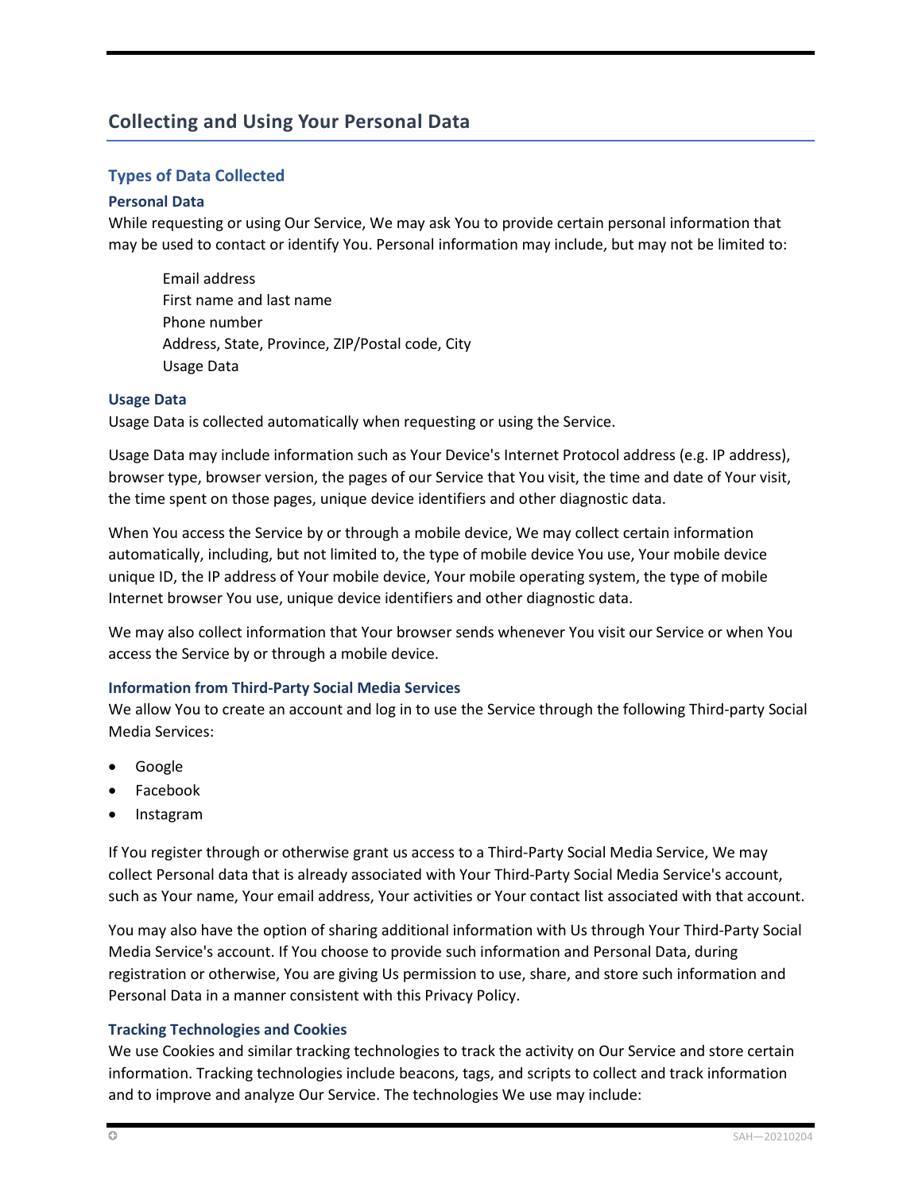## Collecting and Using Your Personal Data

### Types of Data Collected

#### Personal Data

While requesting or using Our Service, We may ask You to provide certain personal information that may be used to contact or identify You. Personal information may include, but may not be limited to:

Email address
First name and last name
Phone number
Address, State, Province, ZIP/Postal code, City
Usage Data

#### Usage Data

Usage Data is collected automatically when requesting or using the Service.

Usage Data may include information such as Your Device's Internet Protocol address (e.g. IP address), browser type, browser version, the pages of our Service that You visit, the time and date of Your visit, the time spent on those pages, unique device identifiers and other diagnostic data.

When You access the Service by or through a mobile device, We may collect certain information automatically, including, but not limited to, the type of mobile device You use, Your mobile device unique ID, the IP address of Your mobile device, Your mobile operating system, the type of mobile Internet browser You use, unique device identifiers and other diagnostic data.

We may also collect information that Your browser sends whenever You visit our Service or when You access the Service by or through a mobile device.

#### Information from Third-Party Social Media Services

We allow You to create an account and log in to use the Service through the following Third-party Social Media Services:

- Google
- Facebook
- Instagram

If You register through or otherwise grant us access to a Third-Party Social Media Service, We may collect Personal data that is already associated with Your Third-Party Social Media Service's account, such as Your name, Your email address, Your activities or Your contact list associated with that account.

You may also have the option of sharing additional information with Us through Your Third-Party Social Media Service's account. If You choose to provide such information and Personal Data, during registration or otherwise, You are giving Us permission to use, share, and store such information and Personal Data in a manner consistent with this Privacy Policy.

#### Tracking Technologies and Cookies

We use Cookies and similar tracking technologies to track the activity on Our Service and store certain information. Tracking technologies include beacons, tags, and scripts to collect and track information and to improve and analyze Our Service. The technologies We use may include: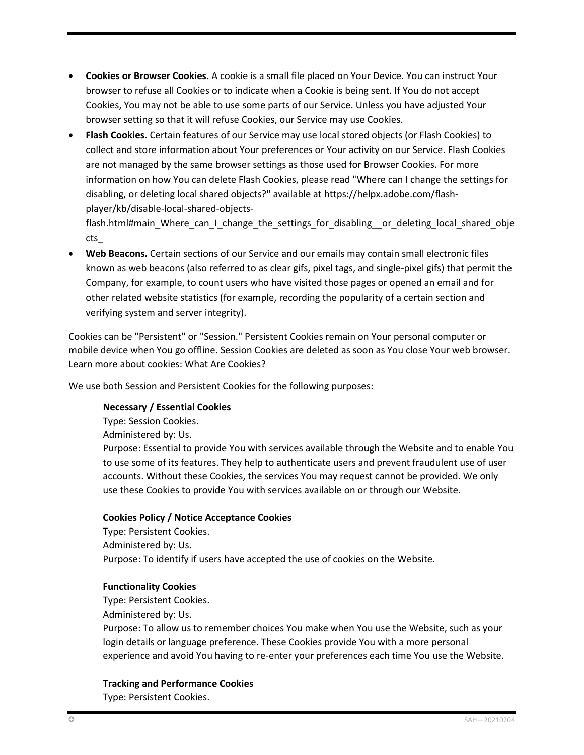- **Cookies or Browser Cookies.** A cookie is a small file placed on Your Device. You can instruct Your browser to refuse all Cookies or to indicate when a Cookie is being sent. If You do not accept Cookies, You may not be able to use some parts of our Service. Unless you have adjusted Your browser setting so that it will refuse Cookies, our Service may use Cookies.
- **Flash Cookies.** Certain features of our Service may use local stored objects (or Flash Cookies) to collect and store information about Your preferences or Your activity on our Service. Flash Cookies are not managed by the same browser settings as those used for Browser Cookies. For more information on how You can delete Flash Cookies, please read "Where can I change the settings for disabling, or deleting local shared objects?" available at https://helpx.adobe.com/flash-player/kb/disable-local-shared-objects-flash.html#main_Where_can_I_change_the_settings_for_disabling__or_deleting_local_shared_objects_
- **Web Beacons.** Certain sections of our Service and our emails may contain small electronic files known as web beacons (also referred to as clear gifs, pixel tags, and single-pixel gifs) that permit the Company, for example, to count users who have visited those pages or opened an email and for other related website statistics (for example, recording the popularity of a certain section and verifying system and server integrity).

Cookies can be "Persistent" or "Session." Persistent Cookies remain on Your personal computer or mobile device when You go offline. Session Cookies are deleted as soon as You close Your web browser. Learn more about cookies: What Are Cookies?

We use both Session and Persistent Cookies for the following purposes:

**Necessary / Essential Cookies**
Type: Session Cookies.
Administered by: Us.
Purpose: Essential to provide You with services available through the Website and to enable You to use some of its features. They help to authenticate users and prevent fraudulent use of user accounts. Without these Cookies, the services You may request cannot be provided. We only use these Cookies to provide You with services available on or through our Website.

**Cookies Policy / Notice Acceptance Cookies**
Type: Persistent Cookies.
Administered by: Us.
Purpose: To identify if users have accepted the use of cookies on the Website.

**Functionality Cookies**
Type: Persistent Cookies.
Administered by: Us.
Purpose: To allow us to remember choices You make when You use the Website, such as your login details or language preference. These Cookies provide You with a more personal experience and avoid You having to re-enter your preferences each time You use the Website.

**Tracking and Performance Cookies**
Type: Persistent Cookies.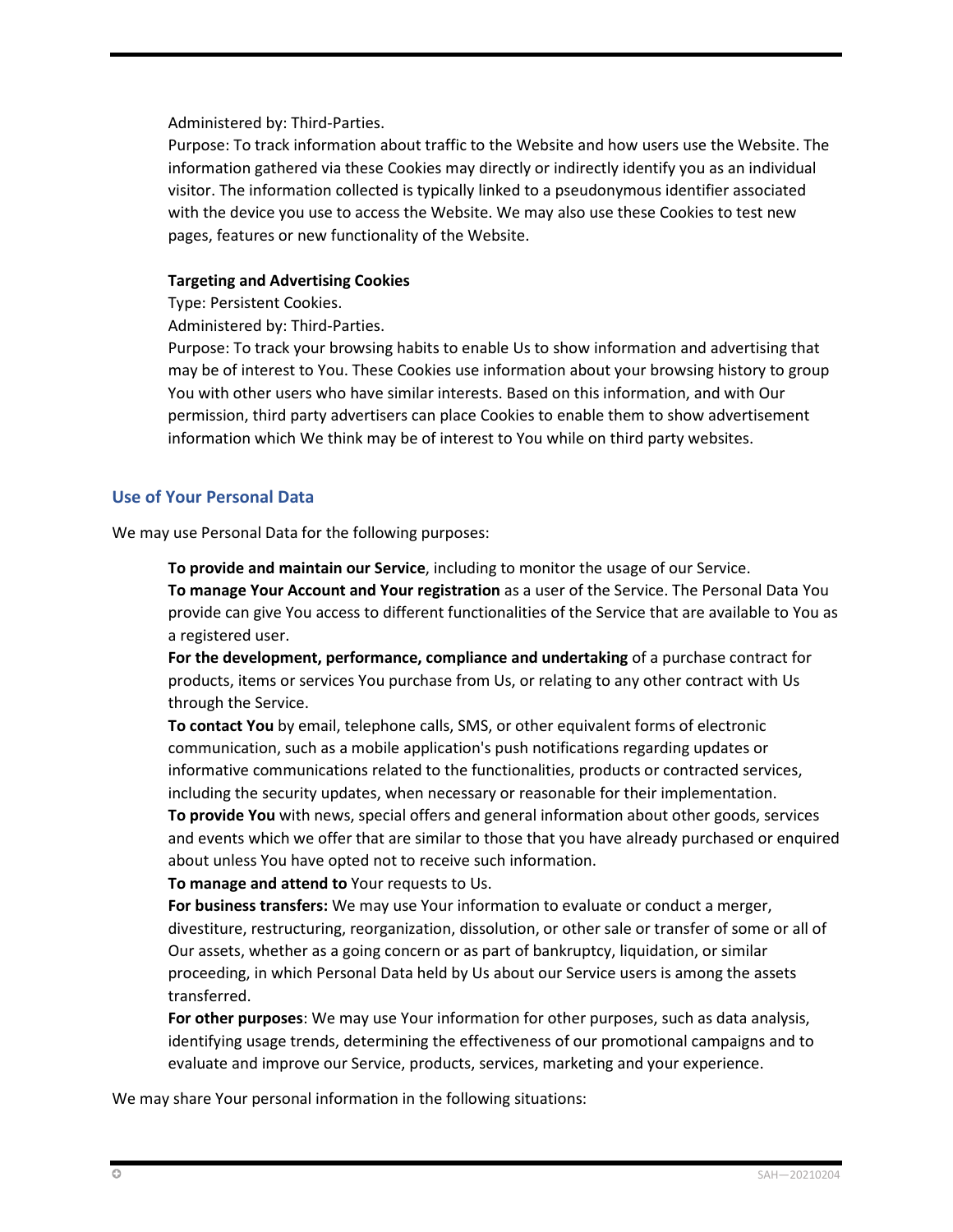Administered by: Third-Parties.

Purpose: To track information about traffic to the Website and how users use the Website. The information gathered via these Cookies may directly or indirectly identify you as an individual visitor. The information collected is typically linked to a pseudonymous identifier associated with the device you use to access the Website. We may also use these Cookies to test new pages, features or new functionality of the Website.

**Targeting and Advertising Cookies**

Type: Persistent Cookies.

Administered by: Third-Parties.

Purpose: To track your browsing habits to enable Us to show information and advertising that may be of interest to You. These Cookies use information about your browsing history to group You with other users who have similar interests. Based on this information, and with Our permission, third party advertisers can place Cookies to enable them to show advertisement information which We think may be of interest to You while on third party websites.

## Use of Your Personal Data

We may use Personal Data for the following purposes:

**To provide and maintain our Service**, including to monitor the usage of our Service.

**To manage Your Account and Your registration** as a user of the Service. The Personal Data You provide can give You access to different functionalities of the Service that are available to You as a registered user.

**For the development, performance, compliance and undertaking** of a purchase contract for products, items or services You purchase from Us, or relating to any other contract with Us through the Service.

**To contact You** by email, telephone calls, SMS, or other equivalent forms of electronic communication, such as a mobile application's push notifications regarding updates or informative communications related to the functionalities, products or contracted services, including the security updates, when necessary or reasonable for their implementation.

**To provide You** with news, special offers and general information about other goods, services and events which we offer that are similar to those that you have already purchased or enquired about unless You have opted not to receive such information.

**To manage and attend to** Your requests to Us.

**For business transfers:** We may use Your information to evaluate or conduct a merger, divestiture, restructuring, reorganization, dissolution, or other sale or transfer of some or all of Our assets, whether as a going concern or as part of bankruptcy, liquidation, or similar proceeding, in which Personal Data held by Us about our Service users is among the assets transferred.

**For other purposes**: We may use Your information for other purposes, such as data analysis, identifying usage trends, determining the effectiveness of our promotional campaigns and to evaluate and improve our Service, products, services, marketing and your experience.

We may share Your personal information in the following situations: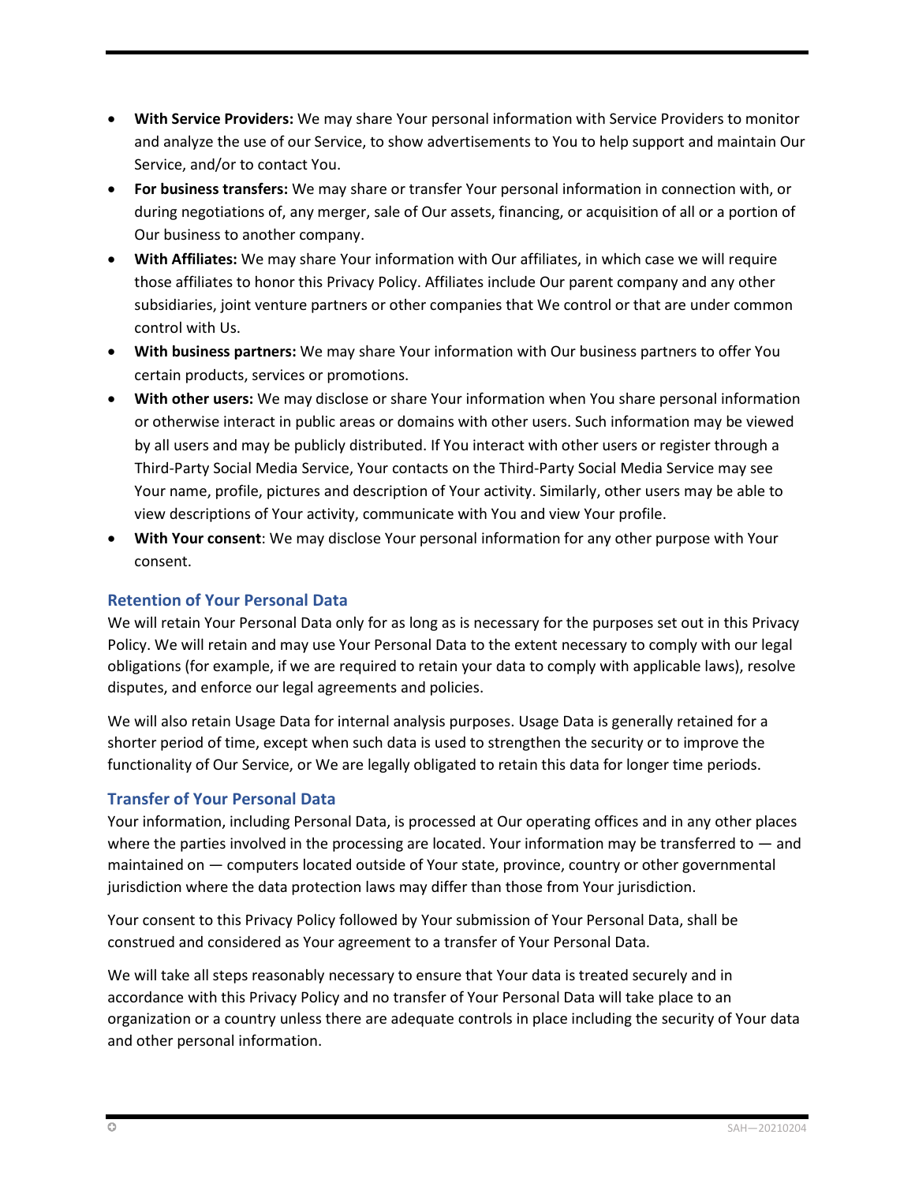- **With Service Providers:** We may share Your personal information with Service Providers to monitor and analyze the use of our Service, to show advertisements to You to help support and maintain Our Service, and/or to contact You.
- **For business transfers:** We may share or transfer Your personal information in connection with, or during negotiations of, any merger, sale of Our assets, financing, or acquisition of all or a portion of Our business to another company.
- **With Affiliates:** We may share Your information with Our affiliates, in which case we will require those affiliates to honor this Privacy Policy. Affiliates include Our parent company and any other subsidiaries, joint venture partners or other companies that We control or that are under common control with Us.
- **With business partners:** We may share Your information with Our business partners to offer You certain products, services or promotions.
- **With other users:** We may disclose or share Your information when You share personal information or otherwise interact in public areas or domains with other users. Such information may be viewed by all users and may be publicly distributed. If You interact with other users or register through a Third-Party Social Media Service, Your contacts on the Third-Party Social Media Service may see Your name, profile, pictures and description of Your activity. Similarly, other users may be able to view descriptions of Your activity, communicate with You and view Your profile.
- **With Your consent**: We may disclose Your personal information for any other purpose with Your consent.

### Retention of Your Personal Data

We will retain Your Personal Data only for as long as is necessary for the purposes set out in this Privacy Policy. We will retain and may use Your Personal Data to the extent necessary to comply with our legal obligations (for example, if we are required to retain your data to comply with applicable laws), resolve disputes, and enforce our legal agreements and policies.

We will also retain Usage Data for internal analysis purposes. Usage Data is generally retained for a shorter period of time, except when such data is used to strengthen the security or to improve the functionality of Our Service, or We are legally obligated to retain this data for longer time periods.

### Transfer of Your Personal Data

Your information, including Personal Data, is processed at Our operating offices and in any other places where the parties involved in the processing are located. Your information may be transferred to — and maintained on — computers located outside of Your state, province, country or other governmental jurisdiction where the data protection laws may differ than those from Your jurisdiction.

Your consent to this Privacy Policy followed by Your submission of Your Personal Data, shall be construed and considered as Your agreement to a transfer of Your Personal Data.

We will take all steps reasonably necessary to ensure that Your data is treated securely and in accordance with this Privacy Policy and no transfer of Your Personal Data will take place to an organization or a country unless there are adequate controls in place including the security of Your data and other personal information.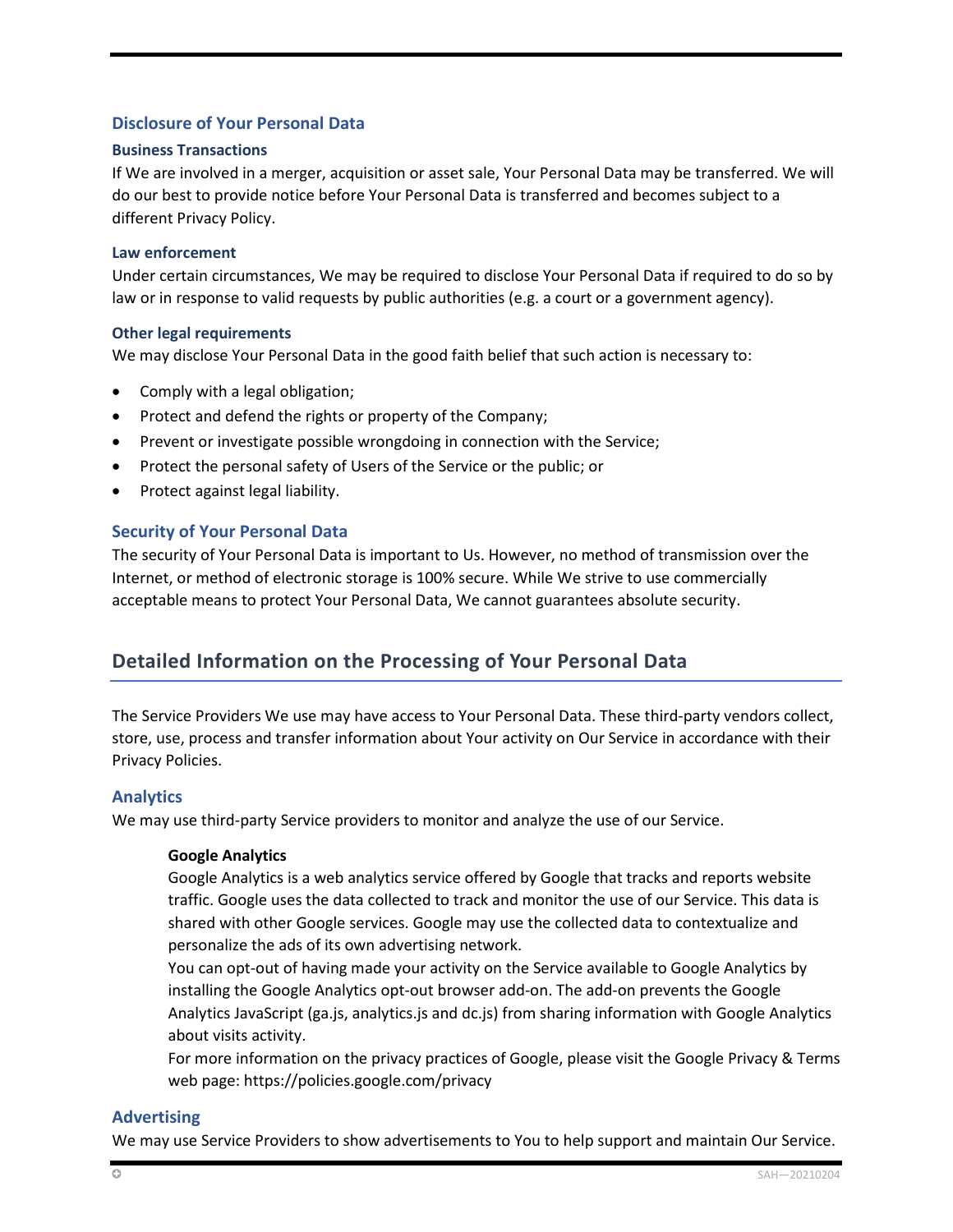### Disclosure of Your Personal Data

#### Business Transactions

If We are involved in a merger, acquisition or asset sale, Your Personal Data may be transferred. We will do our best to provide notice before Your Personal Data is transferred and becomes subject to a different Privacy Policy.

#### Law enforcement

Under certain circumstances, We may be required to disclose Your Personal Data if required to do so by law or in response to valid requests by public authorities (e.g. a court or a government agency).

#### Other legal requirements

We may disclose Your Personal Data in the good faith belief that such action is necessary to:

- Comply with a legal obligation;
- Protect and defend the rights or property of the Company;
- Prevent or investigate possible wrongdoing in connection with the Service;
- Protect the personal safety of Users of the Service or the public; or
- Protect against legal liability.

### Security of Your Personal Data

The security of Your Personal Data is important to Us. However, no method of transmission over the Internet, or method of electronic storage is 100% secure. While We strive to use commercially acceptable means to protect Your Personal Data, We cannot guarantees absolute security.

## Detailed Information on the Processing of Your Personal Data

The Service Providers We use may have access to Your Personal Data. These third-party vendors collect, store, use, process and transfer information about Your activity on Our Service in accordance with their Privacy Policies.

### Analytics

We may use third-party Service providers to monitor and analyze the use of our Service.

> **Google Analytics**
> Google Analytics is a web analytics service offered by Google that tracks and reports website traffic. Google uses the data collected to track and monitor the use of our Service. This data is shared with other Google services. Google may use the collected data to contextualize and personalize the ads of its own advertising network.
> You can opt-out of having made your activity on the Service available to Google Analytics by installing the Google Analytics opt-out browser add-on. The add-on prevents the Google Analytics JavaScript (ga.js, analytics.js and dc.js) from sharing information with Google Analytics about visits activity.
> For more information on the privacy practices of Google, please visit the Google Privacy & Terms web page: https://policies.google.com/privacy

### Advertising

We may use Service Providers to show advertisements to You to help support and maintain Our Service.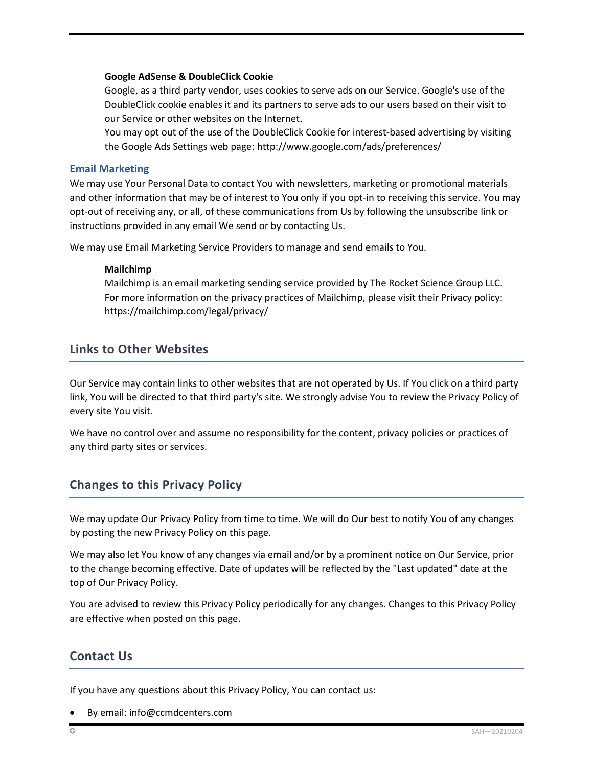**Google AdSense & DoubleClick Cookie**

Google, as a third party vendor, uses cookies to serve ads on our Service. Google's use of the DoubleClick cookie enables it and its partners to serve ads to our users based on their visit to our Service or other websites on the Internet.

You may opt out of the use of the DoubleClick Cookie for interest-based advertising by visiting the Google Ads Settings web page: http://www.google.com/ads/preferences/

### Email Marketing

We may use Your Personal Data to contact You with newsletters, marketing or promotional materials and other information that may be of interest to You only if you opt-in to receiving this service. You may opt-out of receiving any, or all, of these communications from Us by following the unsubscribe link or instructions provided in any email We send or by contacting Us.

We may use Email Marketing Service Providers to manage and send emails to You.

**Mailchimp**

Mailchimp is an email marketing sending service provided by The Rocket Science Group LLC. For more information on the privacy practices of Mailchimp, please visit their Privacy policy: https://mailchimp.com/legal/privacy/

## Links to Other Websites

Our Service may contain links to other websites that are not operated by Us. If You click on a third party link, You will be directed to that third party's site. We strongly advise You to review the Privacy Policy of every site You visit.

We have no control over and assume no responsibility for the content, privacy policies or practices of any third party sites or services.

## Changes to this Privacy Policy

We may update Our Privacy Policy from time to time. We will do Our best to notify You of any changes by posting the new Privacy Policy on this page.

We may also let You know of any changes via email and/or by a prominent notice on Our Service, prior to the change becoming effective. Date of updates will be reflected by the "Last updated" date at the top of Our Privacy Policy.

You are advised to review this Privacy Policy periodically for any changes. Changes to this Privacy Policy are effective when posted on this page.

## Contact Us

If you have any questions about this Privacy Policy, You can contact us:

- By email: info@ccmdcenters.com